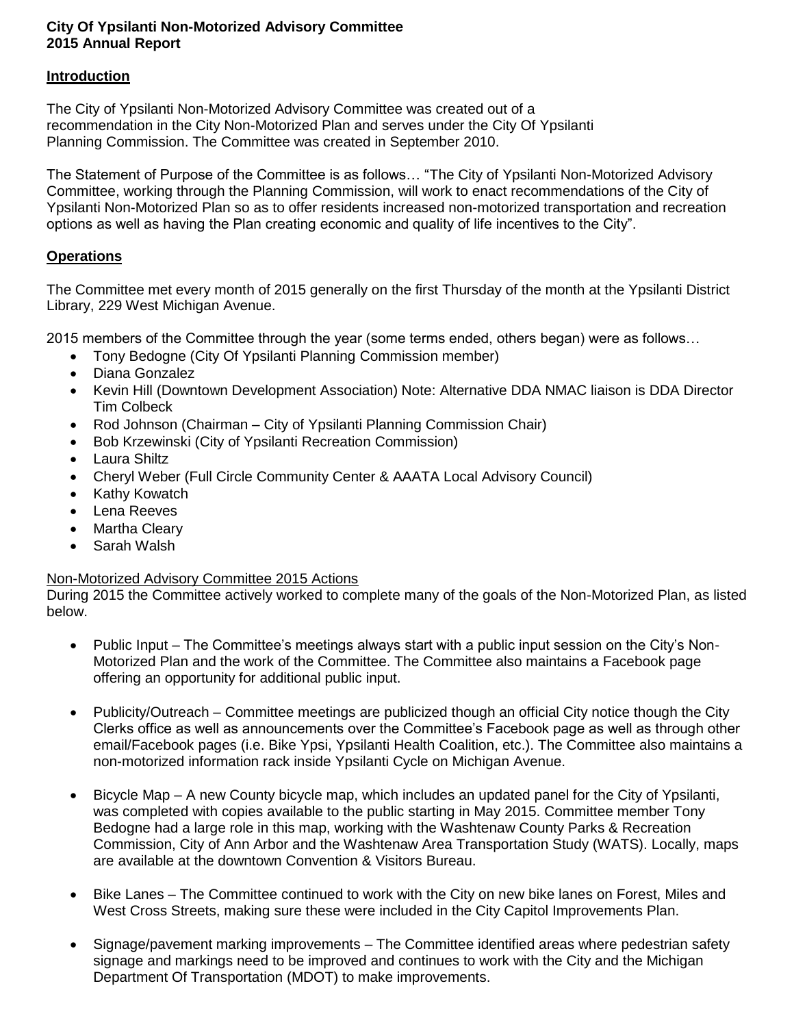**City Of Ypsilanti Non-Motorized Advisory Committee**
**2015 Annual Report**

## Introduction

The City of Ypsilanti Non-Motorized Advisory Committee was created out of a recommendation in the City Non-Motorized Plan and serves under the City Of Ypsilanti Planning Commission. The Committee was created in September 2010.

The Statement of Purpose of the Committee is as follows… "The City of Ypsilanti Non-Motorized Advisory Committee, working through the Planning Commission, will work to enact recommendations of the City of Ypsilanti Non-Motorized Plan so as to offer residents increased non-motorized transportation and recreation options as well as having the Plan creating economic and quality of life incentives to the City".

## Operations

The Committee met every month of 2015 generally on the first Thursday of the month at the Ypsilanti District Library, 229 West Michigan Avenue.

2015 members of the Committee through the year (some terms ended, others began) were as follows…

- Tony Bedogne (City Of Ypsilanti Planning Commission member)
- Diana Gonzalez
- Kevin Hill (Downtown Development Association) Note: Alternative DDA NMAC liaison is DDA Director Tim Colbeck
- Rod Johnson (Chairman – City of Ypsilanti Planning Commission Chair)
- Bob Krzewinski (City of Ypsilanti Recreation Commission)
- Laura Shiltz
- Cheryl Weber (Full Circle Community Center & AAATA Local Advisory Council)
- Kathy Kowatch
- Lena Reeves
- Martha Cleary
- Sarah Walsh

### Non-Motorized Advisory Committee 2015 Actions

During 2015 the Committee actively worked to complete many of the goals of the Non-Motorized Plan, as listed below.

- Public Input – The Committee's meetings always start with a public input session on the City's Non-Motorized Plan and the work of the Committee. The Committee also maintains a Facebook page offering an opportunity for additional public input.

- Publicity/Outreach – Committee meetings are publicized though an official City notice though the City Clerks office as well as announcements over the Committee's Facebook page as well as through other email/Facebook pages (i.e. Bike Ypsi, Ypsilanti Health Coalition, etc.). The Committee also maintains a non-motorized information rack inside Ypsilanti Cycle on Michigan Avenue.

- Bicycle Map – A new County bicycle map, which includes an updated panel for the City of Ypsilanti, was completed with copies available to the public starting in May 2015. Committee member Tony Bedogne had a large role in this map, working with the Washtenaw County Parks & Recreation Commission, City of Ann Arbor and the Washtenaw Area Transportation Study (WATS). Locally, maps are available at the downtown Convention & Visitors Bureau.

- Bike Lanes – The Committee continued to work with the City on new bike lanes on Forest, Miles and West Cross Streets, making sure these were included in the City Capitol Improvements Plan.

- Signage/pavement marking improvements – The Committee identified areas where pedestrian safety signage and markings need to be improved and continues to work with the City and the Michigan Department Of Transportation (MDOT) to make improvements.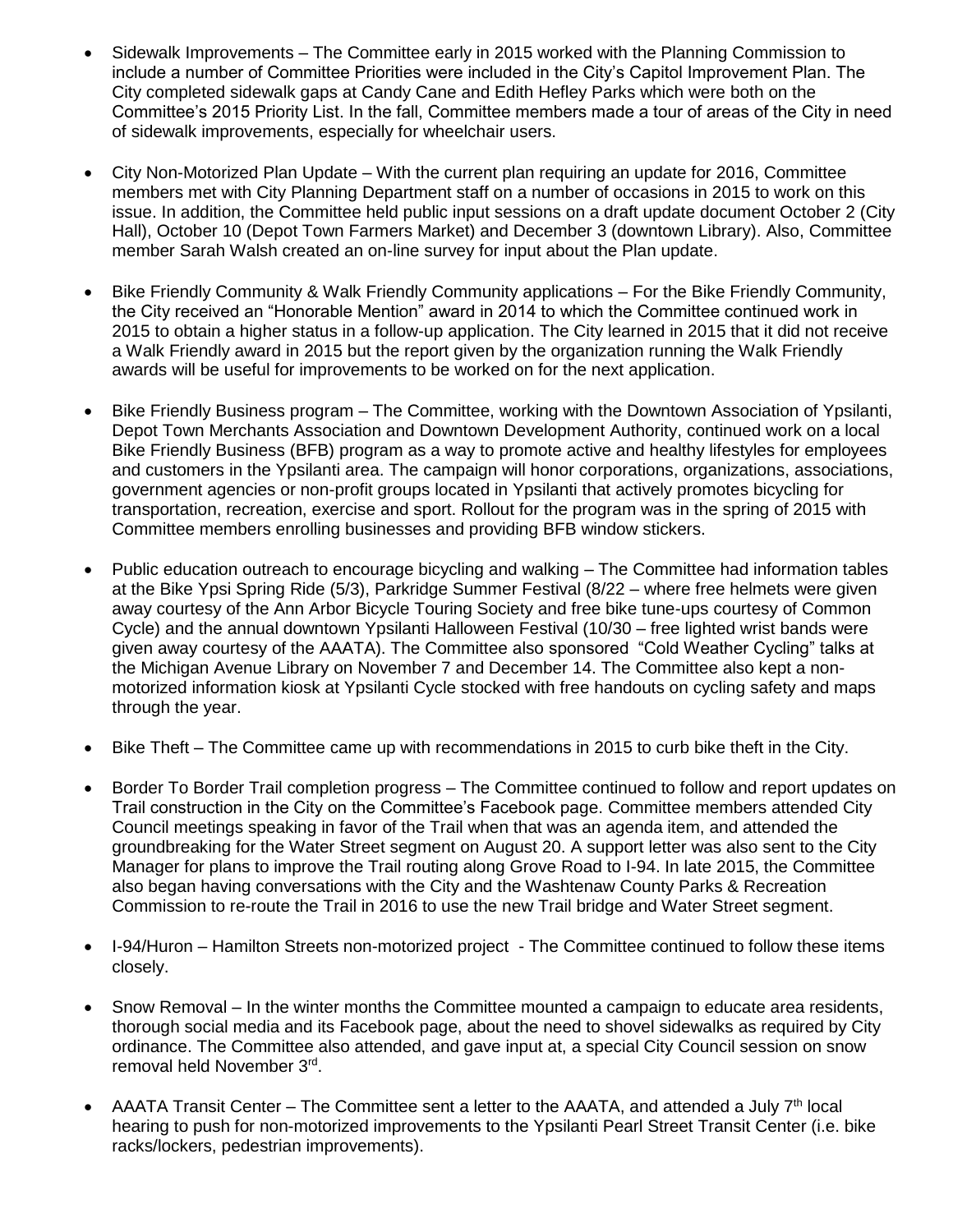- Sidewalk Improvements – The Committee early in 2015 worked with the Planning Commission to include a number of Committee Priorities were included in the City's Capitol Improvement Plan. The City completed sidewalk gaps at Candy Cane and Edith Hefley Parks which were both on the Committee's 2015 Priority List. In the fall, Committee members made a tour of areas of the City in need of sidewalk improvements, especially for wheelchair users.

- City Non-Motorized Plan Update – With the current plan requiring an update for 2016, Committee members met with City Planning Department staff on a number of occasions in 2015 to work on this issue. In addition, the Committee held public input sessions on a draft update document October 2 (City Hall), October 10 (Depot Town Farmers Market) and December 3 (downtown Library). Also, Committee member Sarah Walsh created an on-line survey for input about the Plan update.

- Bike Friendly Community & Walk Friendly Community applications – For the Bike Friendly Community, the City received an "Honorable Mention" award in 2014 to which the Committee continued work in 2015 to obtain a higher status in a follow-up application. The City learned in 2015 that it did not receive a Walk Friendly award in 2015 but the report given by the organization running the Walk Friendly awards will be useful for improvements to be worked on for the next application.

- Bike Friendly Business program – The Committee, working with the Downtown Association of Ypsilanti, Depot Town Merchants Association and Downtown Development Authority, continued work on a local Bike Friendly Business (BFB) program as a way to promote active and healthy lifestyles for employees and customers in the Ypsilanti area. The campaign will honor corporations, organizations, associations, government agencies or non-profit groups located in Ypsilanti that actively promotes bicycling for transportation, recreation, exercise and sport. Rollout for the program was in the spring of 2015 with Committee members enrolling businesses and providing BFB window stickers.

- Public education outreach to encourage bicycling and walking – The Committee had information tables at the Bike Ypsi Spring Ride (5/3), Parkridge Summer Festival (8/22 – where free helmets were given away courtesy of the Ann Arbor Bicycle Touring Society and free bike tune-ups courtesy of Common Cycle) and the annual downtown Ypsilanti Halloween Festival (10/30 – free lighted wrist bands were given away courtesy of the AAATA). The Committee also sponsored "Cold Weather Cycling" talks at the Michigan Avenue Library on November 7 and December 14. The Committee also kept a non-motorized information kiosk at Ypsilanti Cycle stocked with free handouts on cycling safety and maps through the year.

- Bike Theft – The Committee came up with recommendations in 2015 to curb bike theft in the City.

- Border To Border Trail completion progress – The Committee continued to follow and report updates on Trail construction in the City on the Committee's Facebook page. Committee members attended City Council meetings speaking in favor of the Trail when that was an agenda item, and attended the groundbreaking for the Water Street segment on August 20. A support letter was also sent to the City Manager for plans to improve the Trail routing along Grove Road to I-94. In late 2015, the Committee also began having conversations with the City and the Washtenaw County Parks & Recreation Commission to re-route the Trail in 2016 to use the new Trail bridge and Water Street segment.

- I-94/Huron – Hamilton Streets non-motorized project - The Committee continued to follow these items closely.

- Snow Removal – In the winter months the Committee mounted a campaign to educate area residents, thorough social media and its Facebook page, about the need to shovel sidewalks as required by City ordinance. The Committee also attended, and gave input at, a special City Council session on snow removal held November 3rd.

- AAATA Transit Center – The Committee sent a letter to the AAATA, and attended a July 7th local hearing to push for non-motorized improvements to the Ypsilanti Pearl Street Transit Center (i.e. bike racks/lockers, pedestrian improvements).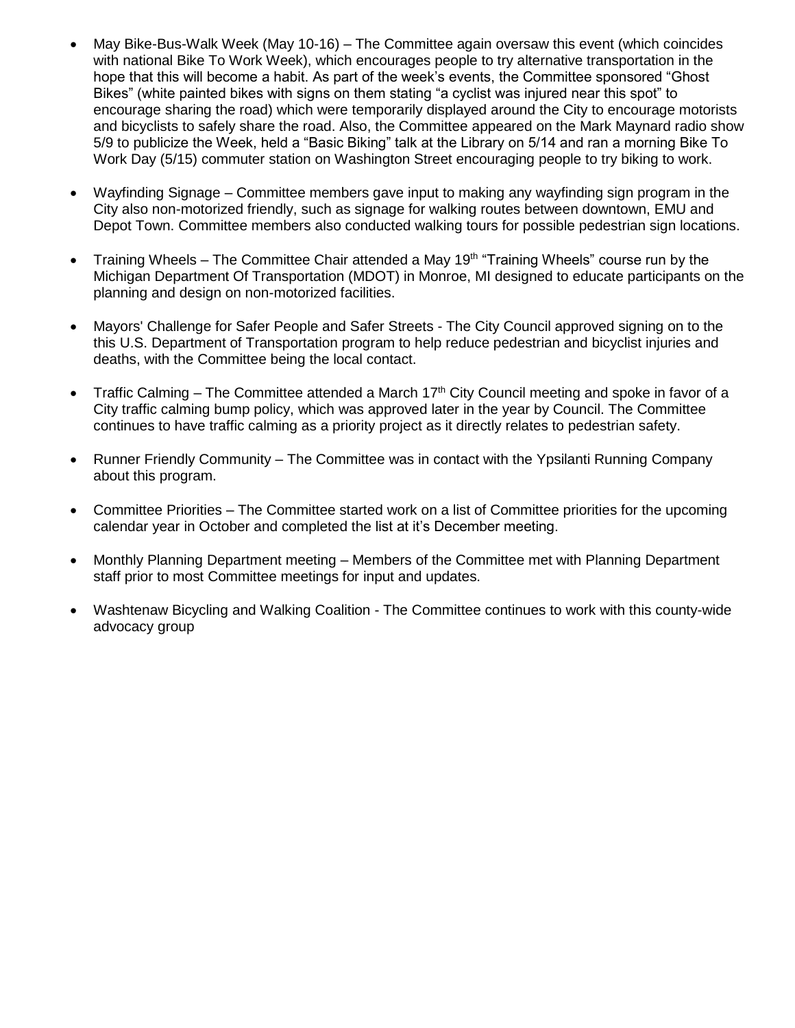- May Bike-Bus-Walk Week (May 10-16) – The Committee again oversaw this event (which coincides with national Bike To Work Week), which encourages people to try alternative transportation in the hope that this will become a habit. As part of the week's events, the Committee sponsored "Ghost Bikes" (white painted bikes with signs on them stating "a cyclist was injured near this spot" to encourage sharing the road) which were temporarily displayed around the City to encourage motorists and bicyclists to safely share the road. Also, the Committee appeared on the Mark Maynard radio show 5/9 to publicize the Week, held a "Basic Biking" talk at the Library on 5/14 and ran a morning Bike To Work Day (5/15) commuter station on Washington Street encouraging people to try biking to work.

- Wayfinding Signage – Committee members gave input to making any wayfinding sign program in the City also non-motorized friendly, such as signage for walking routes between downtown, EMU and Depot Town. Committee members also conducted walking tours for possible pedestrian sign locations.

- Training Wheels – The Committee Chair attended a May 19th "Training Wheels" course run by the Michigan Department Of Transportation (MDOT) in Monroe, MI designed to educate participants on the planning and design on non-motorized facilities.

- Mayors' Challenge for Safer People and Safer Streets - The City Council approved signing on to the this U.S. Department of Transportation program to help reduce pedestrian and bicyclist injuries and deaths, with the Committee being the local contact.

- Traffic Calming – The Committee attended a March 17th City Council meeting and spoke in favor of a City traffic calming bump policy, which was approved later in the year by Council. The Committee continues to have traffic calming as a priority project as it directly relates to pedestrian safety.

- Runner Friendly Community – The Committee was in contact with the Ypsilanti Running Company about this program.

- Committee Priorities – The Committee started work on a list of Committee priorities for the upcoming calendar year in October and completed the list at it's December meeting.

- Monthly Planning Department meeting – Members of the Committee met with Planning Department staff prior to most Committee meetings for input and updates.

- Washtenaw Bicycling and Walking Coalition - The Committee continues to work with this county-wide advocacy group